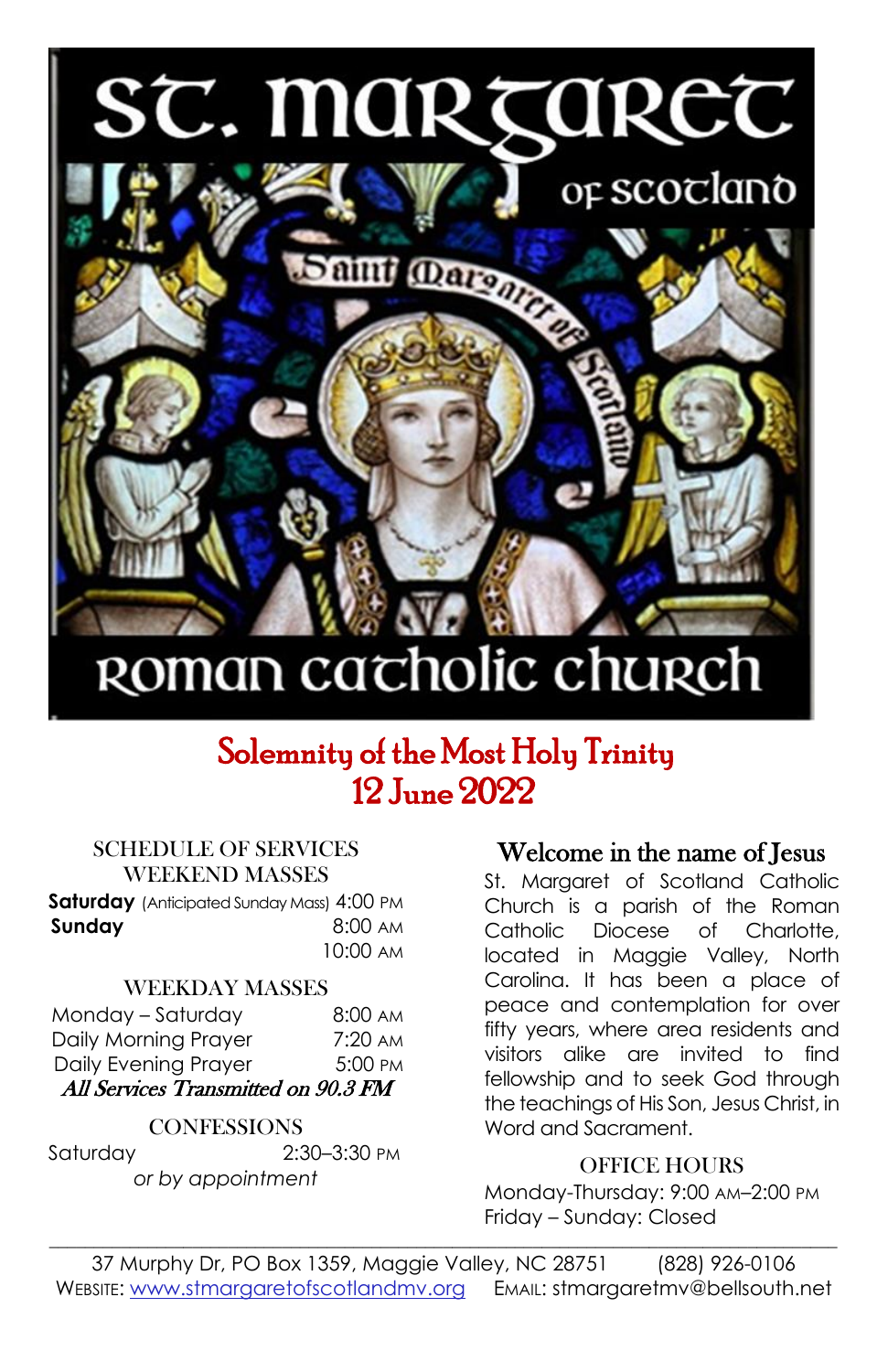# St. Margaret of Scotland

## Roman Catholic Church

## Solemnity of the Most Holy Trinity
## 12 June 2022

### SCHEDULE OF SERVICES

**WEEKEND MASSES**

| | |
|---|---|
| **Saturday** (Anticipated Sunday Mass) | 4:00 PM |
| **Sunday** | 8:00 AM |
| | 10:00 AM |

**WEEKDAY MASSES**

| | |
|---|---|
| Monday – Saturday | 8:00 AM |
| Daily Morning Prayer | 7:20 AM |
| Daily Evening Prayer | 5:00 PM |

***All Services Transmitted on 90.3 FM***

**CONFESSIONS**

Saturday 2:30–3:30 PM
*or by appointment*

### Welcome in the name of Jesus

St. Margaret of Scotland Catholic Church is a parish of the Roman Catholic Diocese of Charlotte, located in Maggie Valley, North Carolina. It has been a place of peace and contemplation for over fifty years, where area residents and visitors alike are invited to find fellowship and to seek God through the teachings of His Son, Jesus Christ, in Word and Sacrament.

**OFFICE HOURS**

Monday-Thursday: 9:00 AM–2:00 PM
Friday – Sunday: Closed

---

37 Murphy Dr, PO Box 1359, Maggie Valley, NC 28751 (828) 926-0106
WEBSITE: www.stmargaretofscotlandmv.org EMAIL: stmargaretmv@bellsouth.net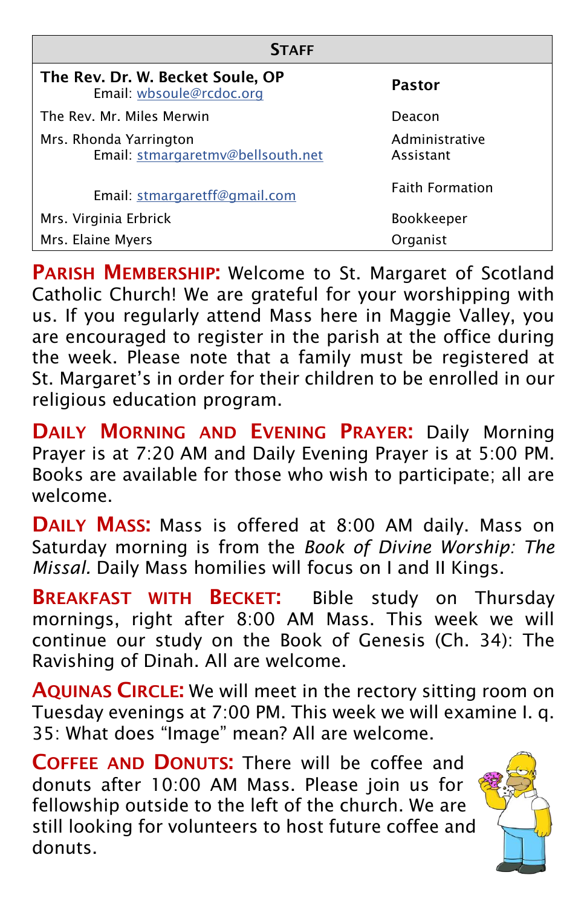| STAFF | |
|---|---|
| **The Rev. Dr. W. Becket Soule, OP**<br>Email: wbsoule@rcdoc.org | **Pastor** |
| The Rev. Mr. Miles Merwin | Deacon |
| Mrs. Rhonda Yarrington<br>Email: stmargaretmv@bellsouth.net | Administrative Assistant |
| Email: stmargaretff@gmail.com | Faith Formation |
| Mrs. Virginia Erbrick | Bookkeeper |
| Mrs. Elaine Myers | Organist |

**PARISH MEMBERSHIP:** Welcome to St. Margaret of Scotland Catholic Church! We are grateful for your worshipping with us. If you regularly attend Mass here in Maggie Valley, you are encouraged to register in the parish at the office during the week. Please note that a family must be registered at St. Margaret's in order for their children to be enrolled in our religious education program.

**DAILY MORNING AND EVENING PRAYER:** Daily Morning Prayer is at 7:20 AM and Daily Evening Prayer is at 5:00 PM. Books are available for those who wish to participate; all are welcome.

**DAILY MASS:** Mass is offered at 8:00 AM daily. Mass on Saturday morning is from the *Book of Divine Worship: The Missal.* Daily Mass homilies will focus on I and II Kings.

**BREAKFAST WITH BECKET:** Bible study on Thursday mornings, right after 8:00 AM Mass. This week we will continue our study on the Book of Genesis (Ch. 34): The Ravishing of Dinah. All are welcome.

**AQUINAS CIRCLE:** We will meet in the rectory sitting room on Tuesday evenings at 7:00 PM. This week we will examine I. q. 35: What does "Image" mean? All are welcome.

**COFFEE AND DONUTS:** There will be coffee and donuts after 10:00 AM Mass. Please join us for fellowship outside to the left of the church. We are still looking for volunteers to host future coffee and donuts.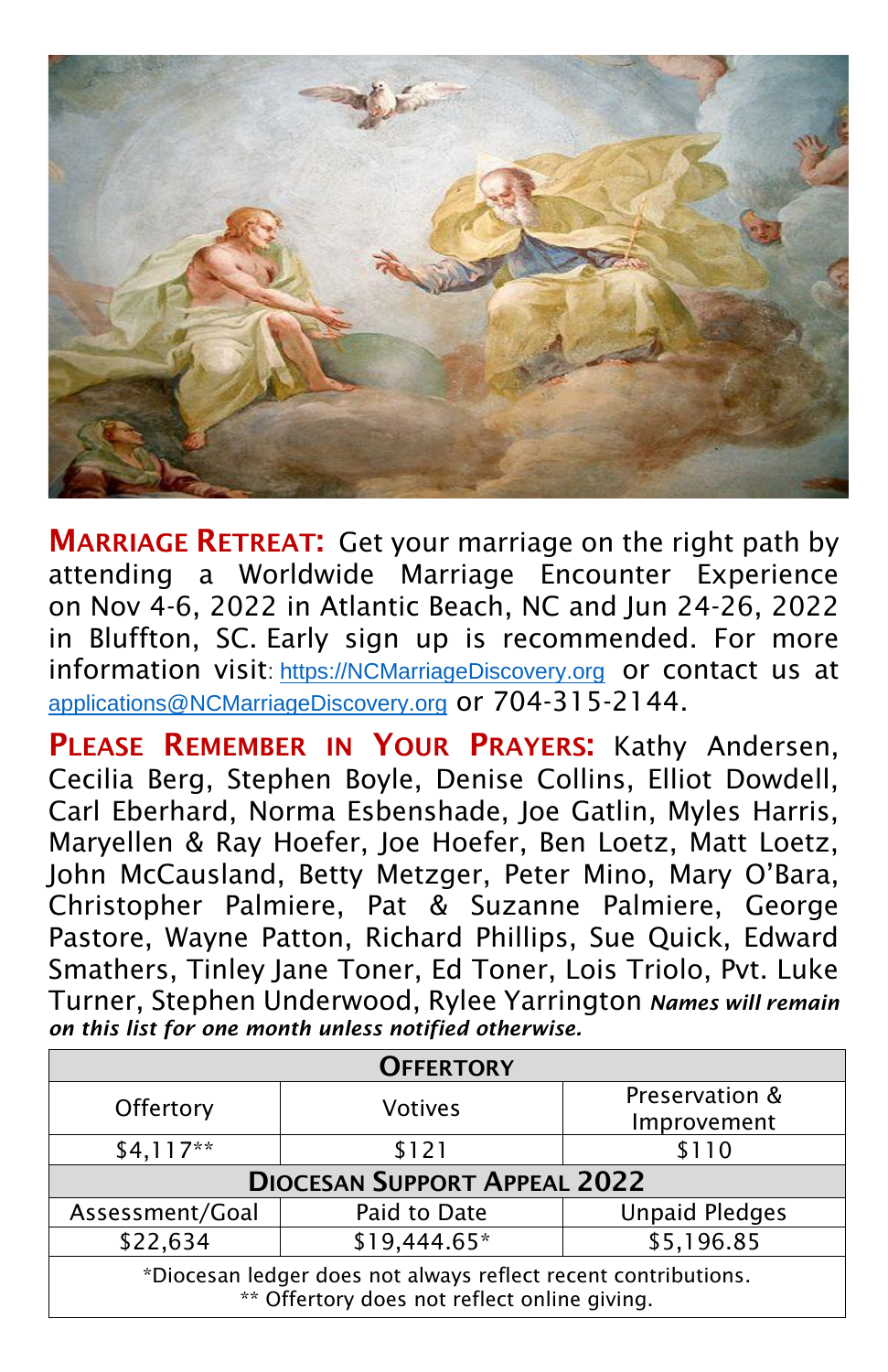**MARRIAGE RETREAT:** Get your marriage on the right path by attending a Worldwide Marriage Encounter Experience on Nov 4-6, 2022 in Atlantic Beach, NC and Jun 24-26, 2022 in Bluffton, SC. Early sign up is recommended. For more information visit: https://NCMarriageDiscovery.org or contact us at applications@NCMarriageDiscovery.org or 704-315-2144.

**PLEASE REMEMBER IN YOUR PRAYERS:** Kathy Andersen, Cecilia Berg, Stephen Boyle, Denise Collins, Elliot Dowdell, Carl Eberhard, Norma Esbenshade, Joe Gatlin, Myles Harris, Maryellen & Ray Hoefer, Joe Hoefer, Ben Loetz, Matt Loetz, John McCausland, Betty Metzger, Peter Mino, Mary O'Bara, Christopher Palmiere, Pat & Suzanne Palmiere, George Pastore, Wayne Patton, Richard Phillips, Sue Quick, Edward Smathers, Tinley Jane Toner, Ed Toner, Lois Triolo, Pvt. Luke Turner, Stephen Underwood, Rylee Yarrington ***Names will remain on this list for one month unless notified otherwise.***

| OFFERTORY | | |
|---|---|---|
| Offertory | Votives | Preservation & Improvement |
| $4,117** | $121 | $110 |
| **DIOCESAN SUPPORT APPEAL 2022** | | |
| Assessment/Goal | Paid to Date | Unpaid Pledges |
| $22,634 | $19,444.65* | $5,196.85 |

*Diocesan ledger does not always reflect recent contributions.
** Offertory does not reflect online giving.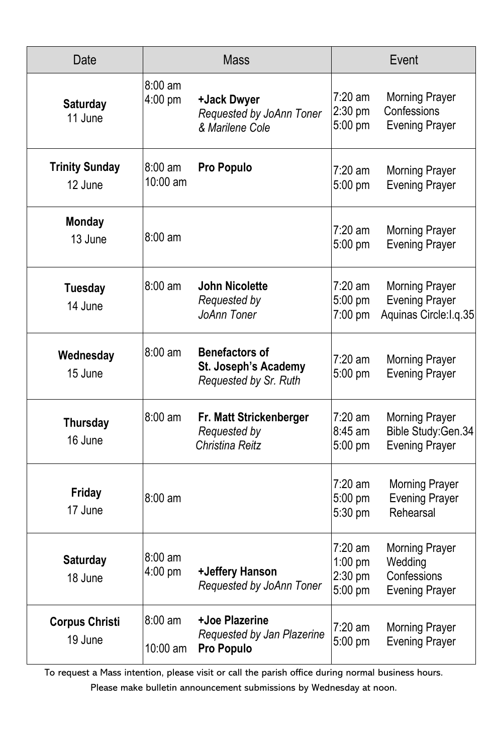| Date | Mass | Event |
|---|---|---|
| **Saturday** 11 June | 8:00 am<br>4:00 pm **+Jack Dwyer** *Requested by JoAnn Toner & Marilene Cole* | 7:20 am Morning Prayer<br>2:30 pm Confessions<br>5:00 pm Evening Prayer |
| **Trinity Sunday** 12 June | 8:00 am **Pro Populo**<br>10:00 am | 7:20 am Morning Prayer<br>5:00 pm Evening Prayer |
| **Monday** 13 June | 8:00 am | 7:20 am Morning Prayer<br>5:00 pm Evening Prayer |
| **Tuesday** 14 June | 8:00 am **John Nicolette** *Requested by JoAnn Toner* | 7:20 am Morning Prayer<br>5:00 pm Evening Prayer<br>7:00 pm Aquinas Circle:I.q.35 |
| **Wednesday** 15 June | 8:00 am **Benefactors of St. Joseph's Academy** *Requested by Sr. Ruth* | 7:20 am Morning Prayer<br>5:00 pm Evening Prayer |
| **Thursday** 16 June | 8:00 am **Fr. Matt Strickenberger** *Requested by Christina Reitz* | 7:20 am Morning Prayer<br>8:45 am Bible Study:Gen.34<br>5:00 pm Evening Prayer |
| **Friday** 17 June | 8:00 am | 7:20 am Morning Prayer<br>5:00 pm Evening Prayer<br>5:30 pm Rehearsal |
| **Saturday** 18 June | 8:00 am<br>4:00 pm **+Jeffery Hanson** *Requested by JoAnn Toner* | 7:20 am Morning Prayer<br>1:00 pm Wedding<br>2:30 pm Confessions<br>5:00 pm Evening Prayer |
| **Corpus Christi** 19 June | 8:00 am **+Joe Plazerine** *Requested by Jan Plazerine*<br>10:00 am **Pro Populo** | 7:20 am Morning Prayer<br>5:00 pm Evening Prayer |

To request a Mass intention, please visit or call the parish office during normal business hours.

Please make bulletin announcement submissions by Wednesday at noon.